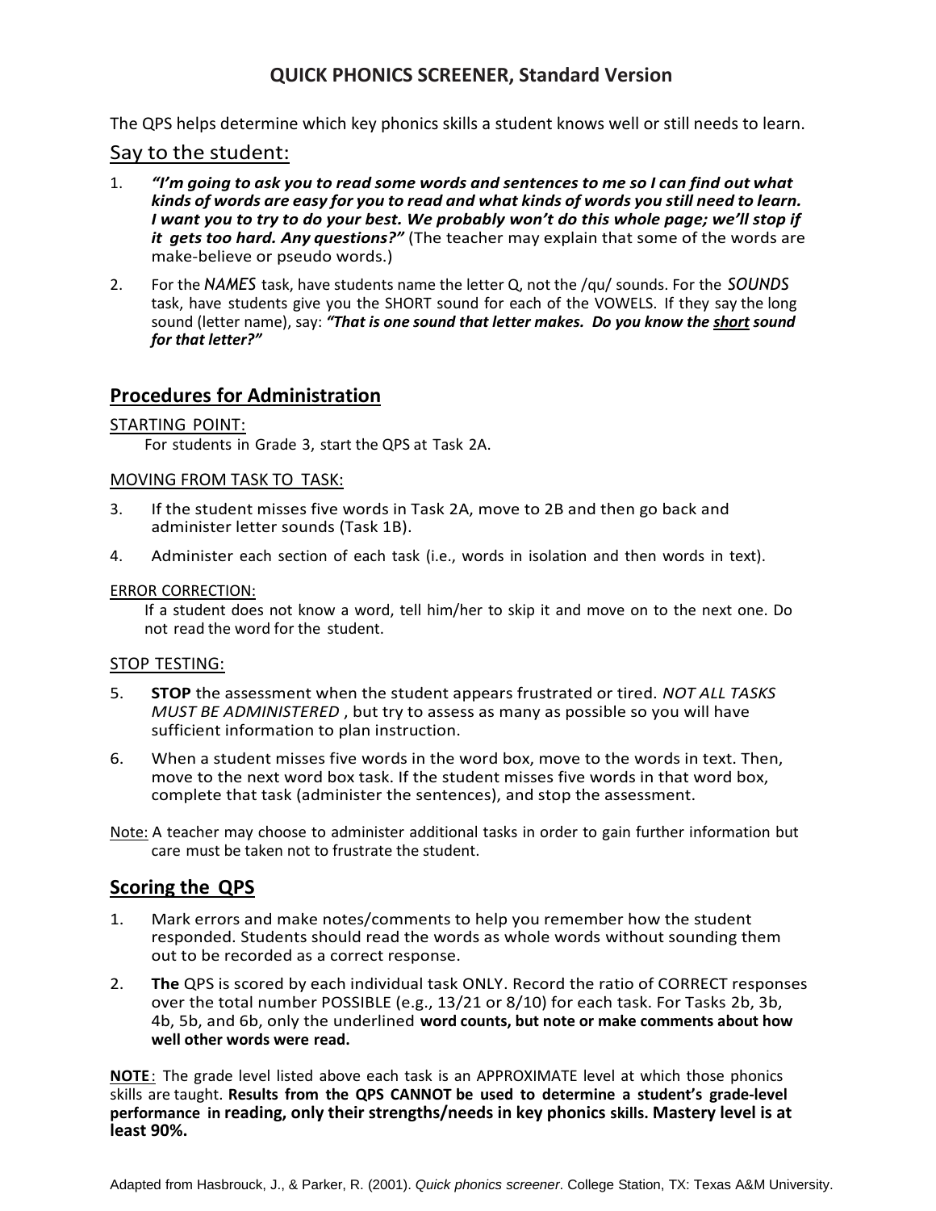# QUICK PHONICS SCREENER, Standard Version

The QPS helps determine which key phonics skills a student knows well or still needs to learn.

## Say to the student:

1. ***"I'm going to ask you to read some words and sentences to me so I can find out what kinds of words are easy for you to read and what kinds of words you still need to learn. I want you to try to do your best. We probably won't do this whole page; we'll stop if it gets too hard. Any questions?"*** (The teacher may explain that some of the words are make-believe or pseudo words.)

2. For the *NAMES* task, have students name the letter Q, not the /qu/ sounds. For the *SOUNDS* task, have students give you the SHORT sound for each of the VOWELS. If they say the long sound (letter name), say: ***"That is one sound that letter makes. Do you know the short sound for that letter?"***

## Procedures for Administration

STARTING POINT:

For students in Grade 3, start the QPS at Task 2A.

MOVING FROM TASK TO TASK:

3. If the student misses five words in Task 2A, move to 2B and then go back and administer letter sounds (Task 1B).

4. Administer each section of each task (i.e., words in isolation and then words in text).

ERROR CORRECTION:

If a student does not know a word, tell him/her to skip it and move on to the next one. Do not read the word for the student.

STOP TESTING:

5. **STOP** the assessment when the student appears frustrated or tired. *NOT ALL TASKS MUST BE ADMINISTERED* , but try to assess as many as possible so you will have sufficient information to plan instruction.

6. When a student misses five words in the word box, move to the words in text. Then, move to the next word box task. If the student misses five words in that word box, complete that task (administer the sentences), and stop the assessment.

Note: A teacher may choose to administer additional tasks in order to gain further information but care must be taken not to frustrate the student.

## Scoring the QPS

1. Mark errors and make notes/comments to help you remember how the student responded. Students should read the words as whole words without sounding them out to be recorded as a correct response.

2. **The** QPS is scored by each individual task ONLY. Record the ratio of CORRECT responses over the total number POSSIBLE (e.g., 13/21 or 8/10) for each task. For Tasks 2b, 3b, 4b, 5b, and 6b, only the underlined **word counts, but note or make comments about how well other words were read.**

**NOTE**: The grade level listed above each task is an APPROXIMATE level at which those phonics skills are taught. **Results from the QPS CANNOT be used to determine a student's grade-level performance in reading, only their strengths/needs in key phonics skills. Mastery level is at least 90%.**

Adapted from Hasbrouck, J., & Parker, R. (2001). *Quick phonics screener*. College Station, TX: Texas A&M University.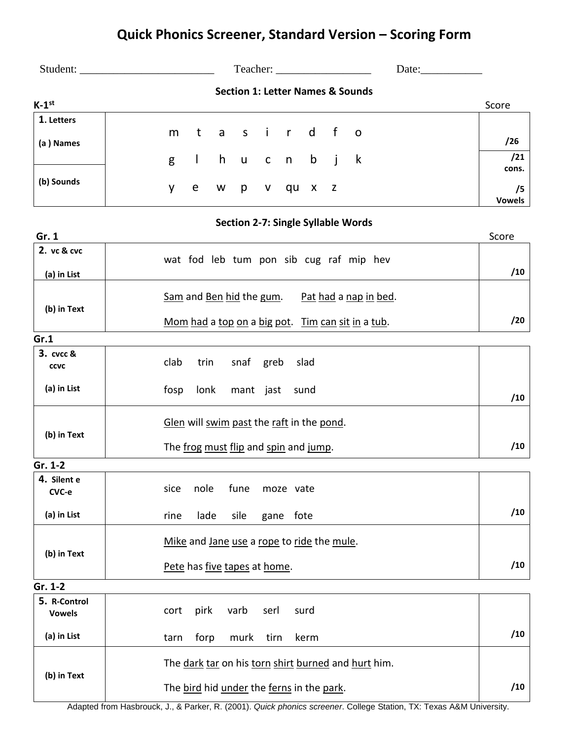# Quick Phonics Screener, Standard Version – Scoring Form

Student: ________________________ Teacher: _________________ Date:___________

## Section 1: Letter Names & Sounds

**K-1st**

| | | Score |
|---|---|---|
| **1. Letters** <br> **(a ) Names** | m t a s i r d f o <br> g l h u c n b j k <br> y e w p v qu x z | **/26** |
| **(b) Sounds** | | **/21 cons.** <br> **/5 Vowels** |

## Section 2-7: Single Syllable Words

**Gr. 1**

| | | Score |
|---|---|---|
| **2. vc & cvc** <br> **(a) in List** | wat fod leb tum pon sib cug raf mip hev | **/10** |
| **(b) in Text** | Sam and Ben hid the gum. Pat had a nap in bed. <br> Mom had a top on a big pot. Tim can sit in a tub. | **/20** |

**Gr.1**

| | | |
|---|---|---|
| **3. cvcc & ccvc** <br> **(a) in List** | clab trin snaf greb slad <br> fosp lonk mant jast sund | **/10** |
| **(b) in Text** | Glen will swim past the raft in the pond. <br> The frog must flip and spin and jump. | **/10** |

**Gr. 1-2**

| | | |
|---|---|---|
| **4. Silent e CVC-e** <br> **(a) in List** | sice nole fune moze vate <br> rine lade sile gane fote | **/10** |
| **(b) in Text** | Mike and Jane use a rope to ride the mule. <br> Pete has five tapes at home. | **/10** |

**Gr. 1-2**

| | | |
|---|---|---|
| **5. R-Control Vowels** <br> **(a) in List** | cort pirk varb serl surd <br> tarn forp murk tirn kerm | **/10** |
| **(b) in Text** | The dark tar on his torn shirt burned and hurt him. <br> The bird hid under the ferns in the park. | **/10** |

Adapted from Hasbrouck, J., & Parker, R. (2001). *Quick phonics screener*. College Station, TX: Texas A&M University.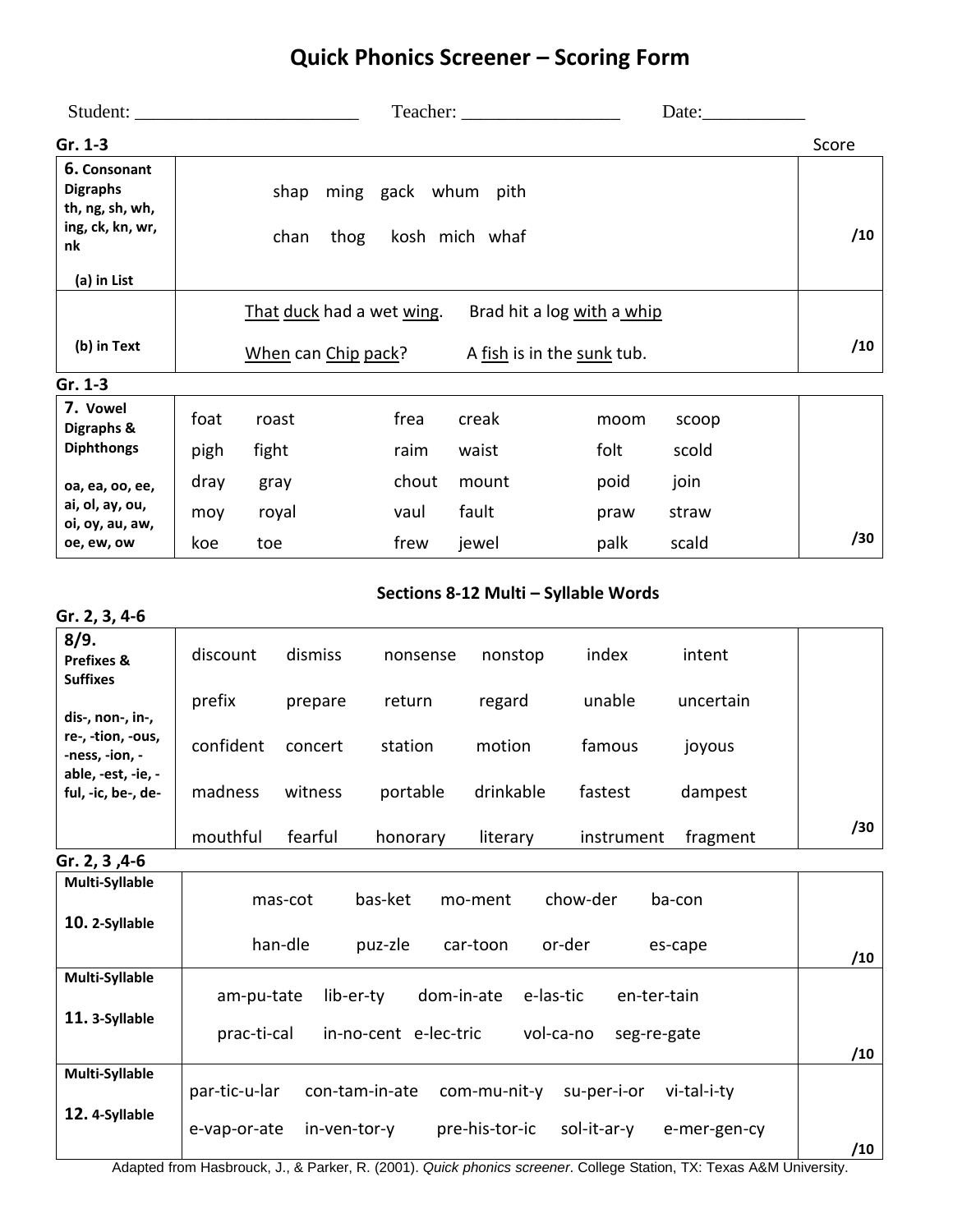# Quick Phonics Screener – Scoring Form

Student: ________________________ Teacher: _________________ Date:___________

**Gr. 1-3**

| | | Score |
|---|---|---|
| **6. Consonant Digraphs** th, ng, sh, wh, ing, ck, kn, wr, nk<br><br>**(a) in List** | shap ming gack whum pith<br><br>chan thog kosh mich whaf | **/10** |
| **(b) in Text** | <u>That</u> <u>duck</u> had a wet <u>wing</u>. Brad hit a log <u>with</u> a <u>whip</u><br><br><u>When</u> can <u>Chip</u> <u>pack</u>? A <u>fish</u> is in the <u>sunk</u> tub. | **/10** |

**Gr. 1-3**

| | | | | | | | |
|---|---|---|---|---|---|---|---|
| **7. Vowel Digraphs & Diphthongs**<br><br>oa, ea, oo, ee, ai, ol, ay, ou, oi, oy, au, aw, oe, ew, ow | foat roast | frea creak | moom scoop | | | | |
| | pigh fight | raim waist | folt scold | | | | |
| | dray gray | chout mount | poid join | | | | |
| | moy royal | vaul fault | praw straw | | | | |
| | koe toe | frew jewel | palk scald | | | | **/30** |

### Sections 8-12 Multi – Syllable Words

**Gr. 2, 3, 4-6**

| | | | | | | | |
|---|---|---|---|---|---|---|---|
| **8/9. Prefixes & Suffixes**<br><br>dis-, non-, in-, re-, -tion, -ous, -ness, -ion, -able, -est, -ie, -ful, -ic, be-, de- | discount | dismiss | nonsense | nonstop | index | intent | |
| | prefix | prepare | return | regard | unable | uncertain | |
| | confident | concert | station | motion | famous | joyous | |
| | madness | witness | portable | drinkable | fastest | dampest | |
| | mouthful | fearful | honorary | literary | instrument | fragment | **/30** |

**Gr. 2, 3 ,4-6**

| | | |
|---|---|---|
| **Multi-Syllable**<br><br>**10. 2-Syllable** | mas-cot bas-ket mo-ment chow-der ba-con<br><br>han-dle puz-zle car-toon or-der es-cape | **/10** |
| **Multi-Syllable**<br><br>**11. 3-Syllable** | am-pu-tate lib-er-ty dom-in-ate e-las-tic en-ter-tain<br><br>prac-ti-cal in-no-cent e-lec-tric vol-ca-no seg-re-gate | **/10** |
| **Multi-Syllable**<br><br>**12. 4-Syllable** | par-tic-u-lar con-tam-in-ate com-mu-nit-y su-per-i-or vi-tal-i-ty<br><br>e-vap-or-ate in-ven-tor-y pre-his-tor-ic sol-it-ar-y e-mer-gen-cy | **/10** |

Adapted from Hasbrouck, J., & Parker, R. (2001). *Quick phonics screener*. College Station, TX: Texas A&M University.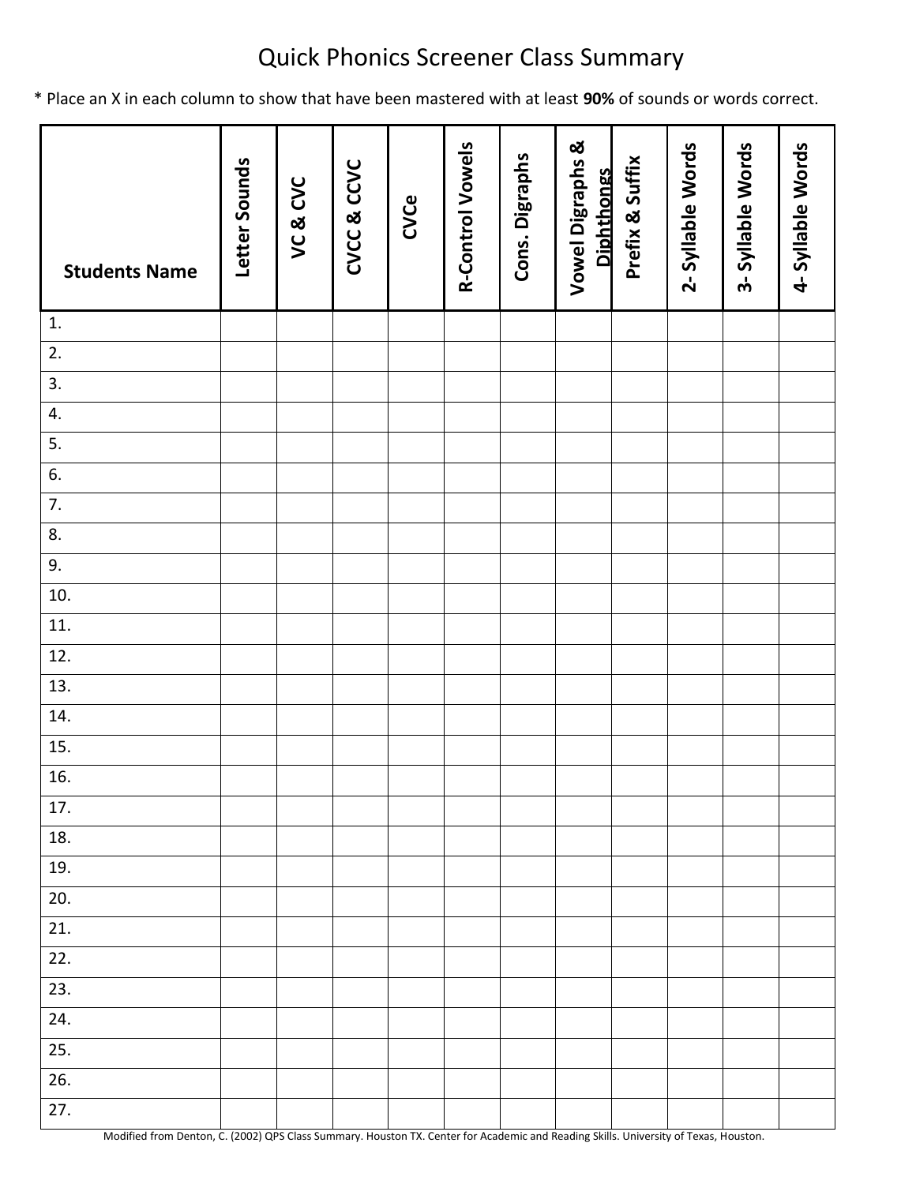# Quick Phonics Screener Class Summary

* Place an X in each column to show that have been mastered with at least **90%** of sounds or words correct.

| **Students Name** | **Letter Sounds** | **VC & CVC** | **CVCC & CCVC** | **CVCe** | **R-Control Vowels** | **Cons. Digraphs** | **Vowel Digraphs & Diphthongs** | **Prefix & Suffix** | **2- Syllable Words** | **3- Syllable Words** | **4- Syllable Words** |
|---|---|---|---|---|---|---|---|---|---|---|---|
| 1. | | | | | | | | | | | |
| 2. | | | | | | | | | | | |
| 3. | | | | | | | | | | | |
| 4. | | | | | | | | | | | |
| 5. | | | | | | | | | | | |
| 6. | | | | | | | | | | | |
| 7. | | | | | | | | | | | |
| 8. | | | | | | | | | | | |
| 9. | | | | | | | | | | | |
| 10. | | | | | | | | | | | |
| 11. | | | | | | | | | | | |
| 12. | | | | | | | | | | | |
| 13. | | | | | | | | | | | |
| 14. | | | | | | | | | | | |
| 15. | | | | | | | | | | | |
| 16. | | | | | | | | | | | |
| 17. | | | | | | | | | | | |
| 18. | | | | | | | | | | | |
| 19. | | | | | | | | | | | |
| 20. | | | | | | | | | | | |
| 21. | | | | | | | | | | | |
| 22. | | | | | | | | | | | |
| 23. | | | | | | | | | | | |
| 24. | | | | | | | | | | | |
| 25. | | | | | | | | | | | |
| 26. | | | | | | | | | | | |
| 27. | | | | | | | | | | | |

Modified from Denton, C. (2002) QPS Class Summary. Houston TX. Center for Academic and Reading Skills. University of Texas, Houston.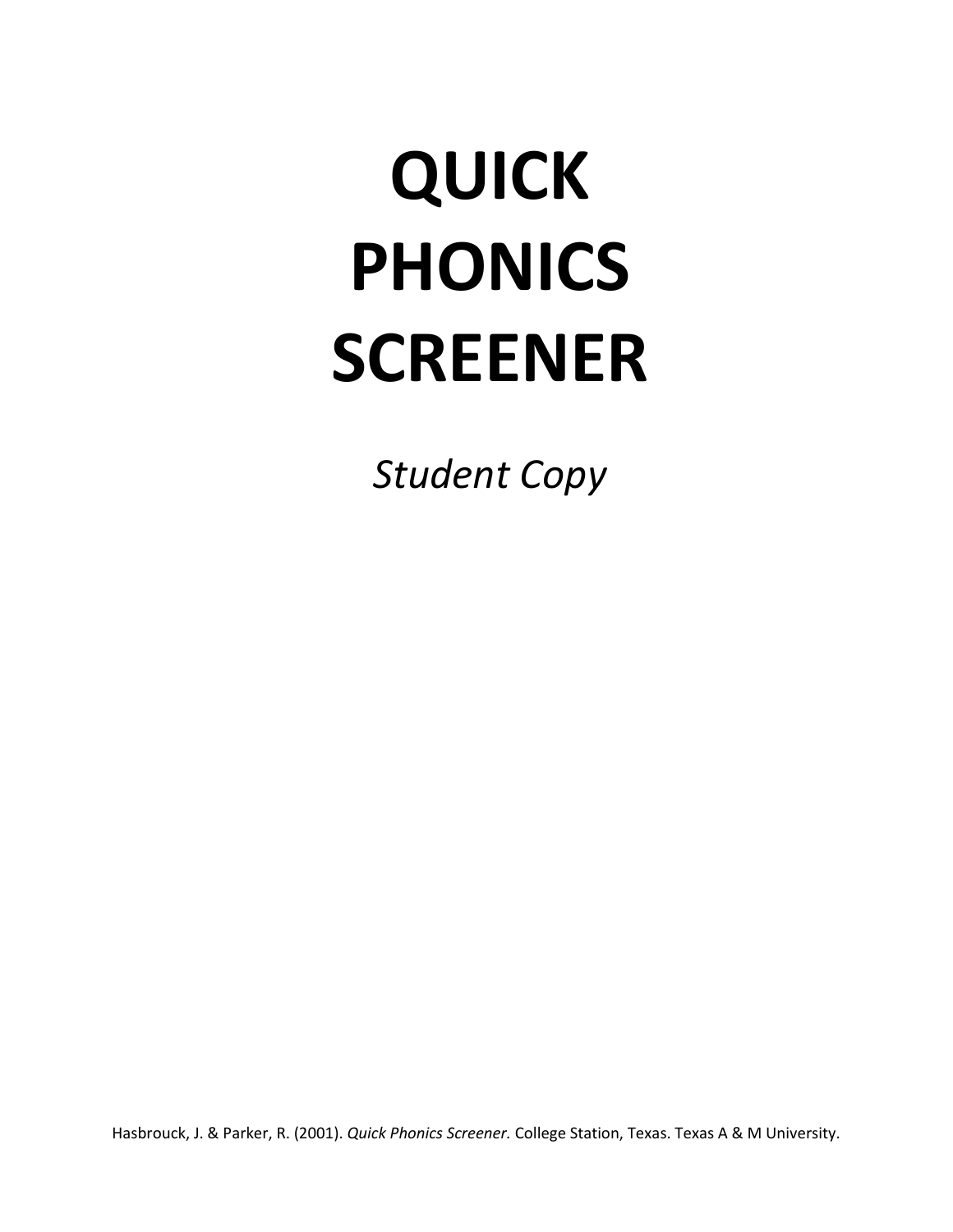# QUICK PHONICS SCREENER

*Student Copy*

Hasbrouck, J. & Parker, R. (2001). *Quick Phonics Screener.* College Station, Texas. Texas A & M University.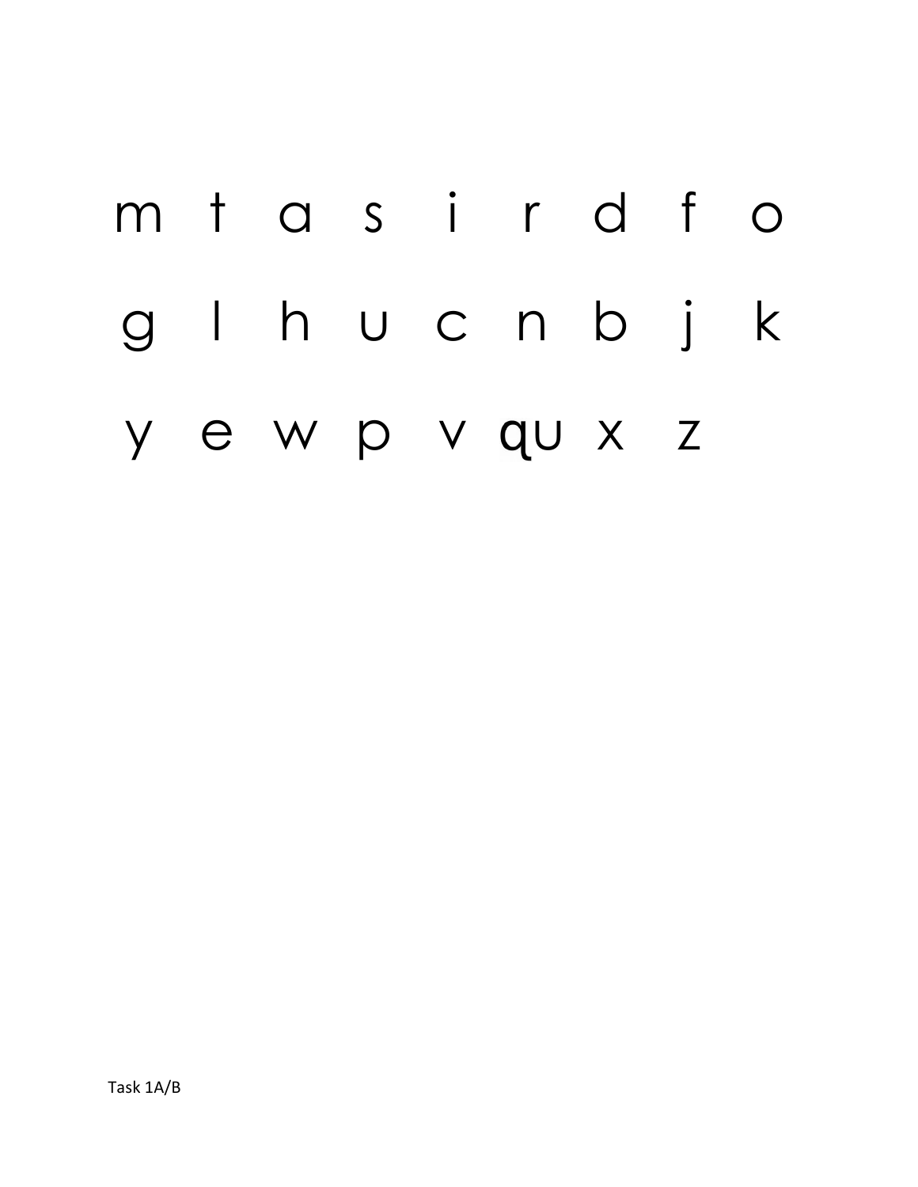m t a s i r d f o

g l h u c n b j k

y e w p v qu x z

Task 1A/B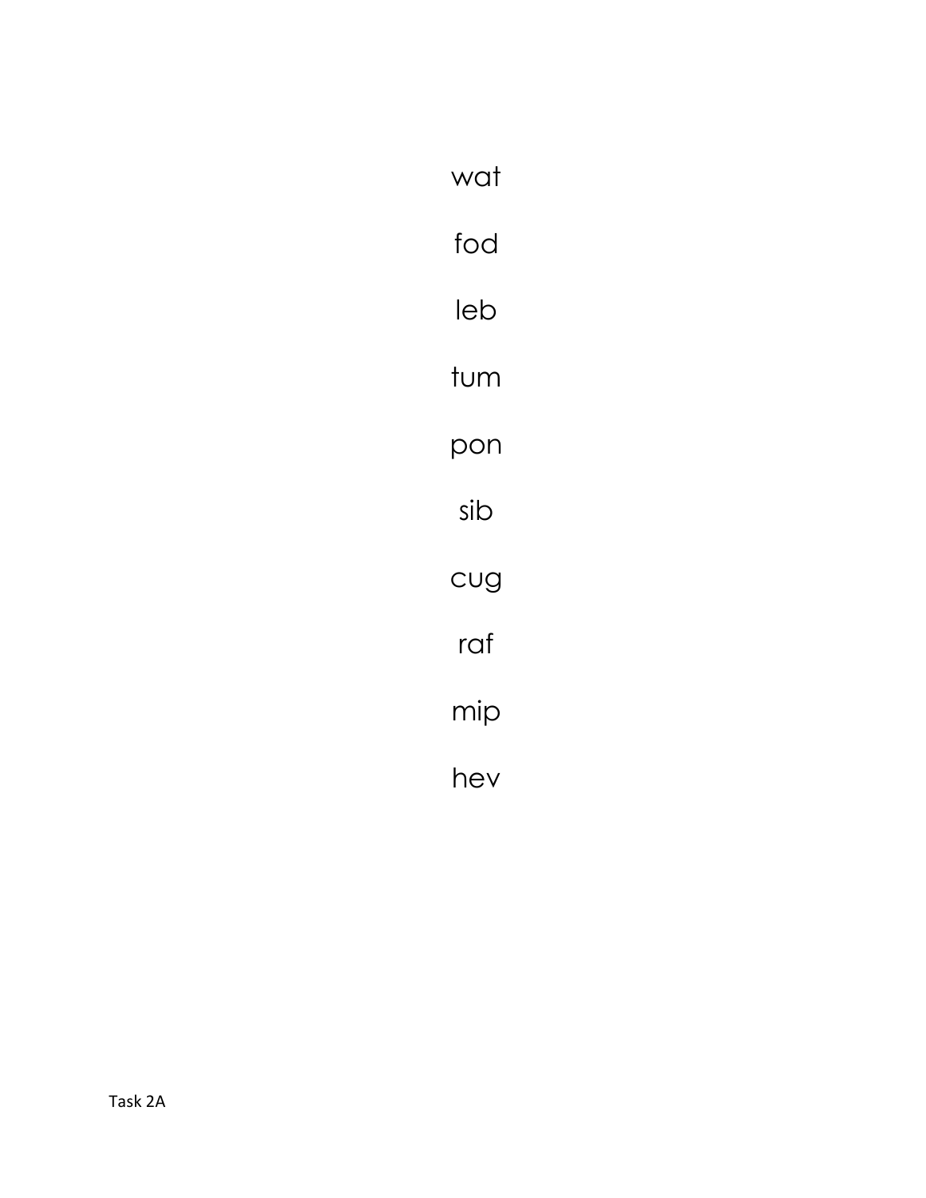wat

fod

leb

tum

pon

sib

cug

raf

mip

hev

Task 2A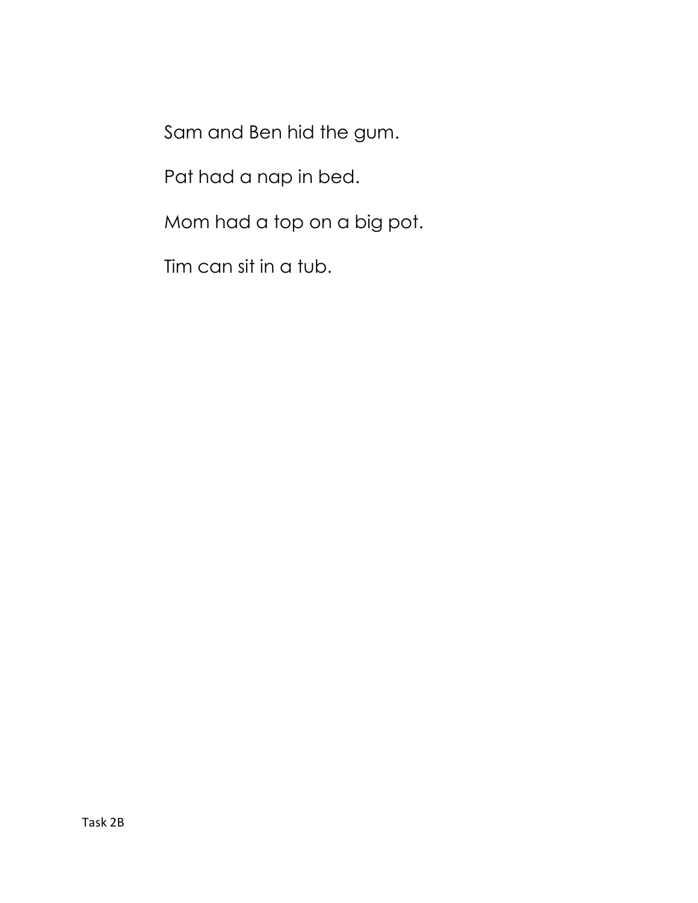Sam and Ben hid the gum.

Pat had a nap in bed.

Mom had a top on a big pot.

Tim can sit in a tub.

Task 2B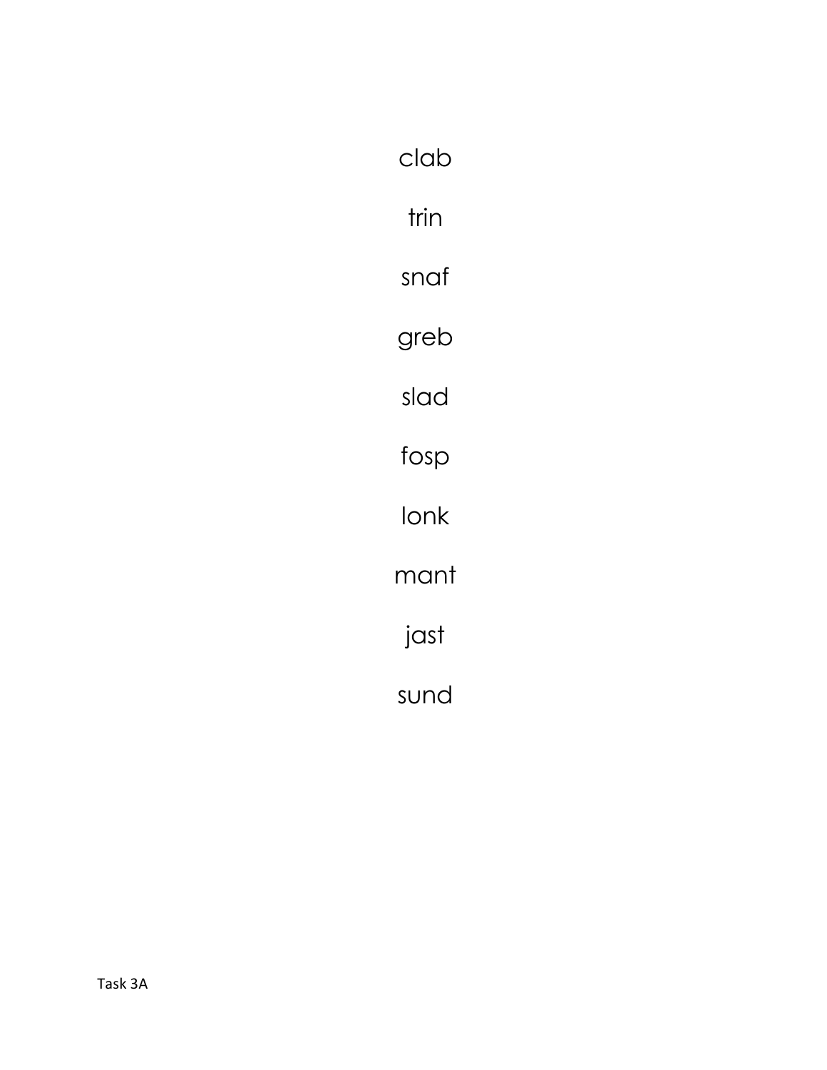clab

trin

snaf

greb

slad

fosp

lonk

mant

jast

sund

Task 3A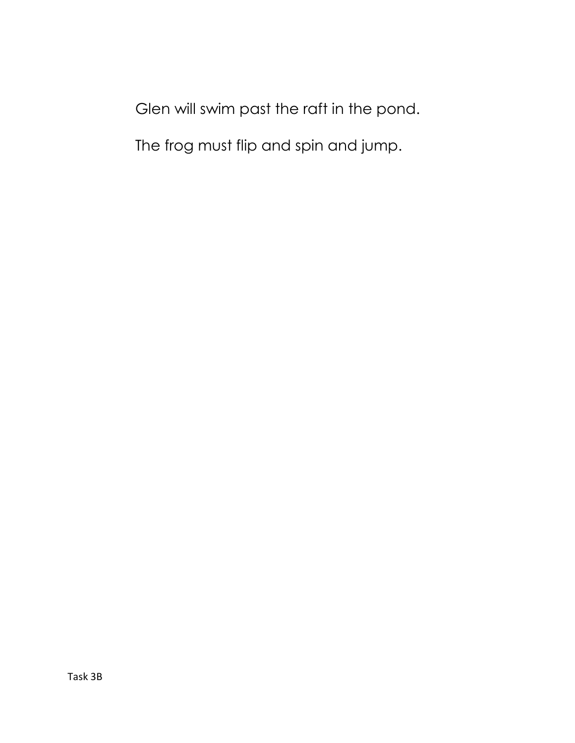Glen will swim past the raft in the pond.

The frog must flip and spin and jump.

Task 3B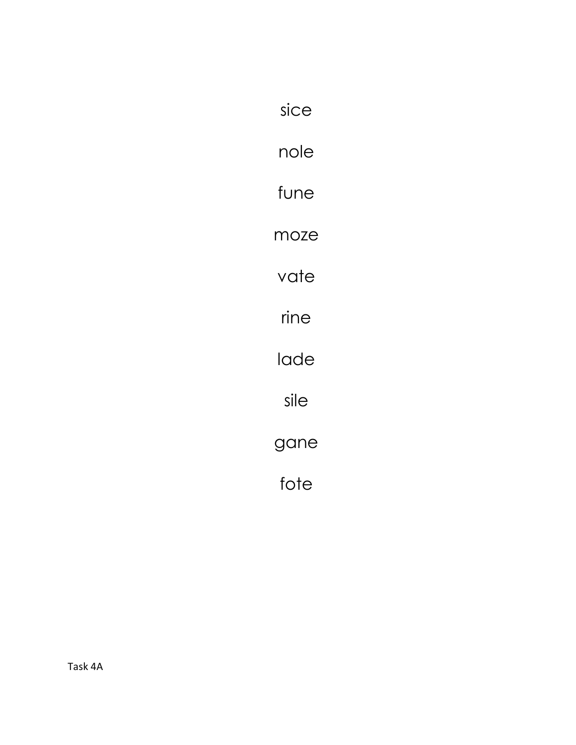sice

nole

fune

moze

vate

rine

lade

sile

gane

fote

Task 4A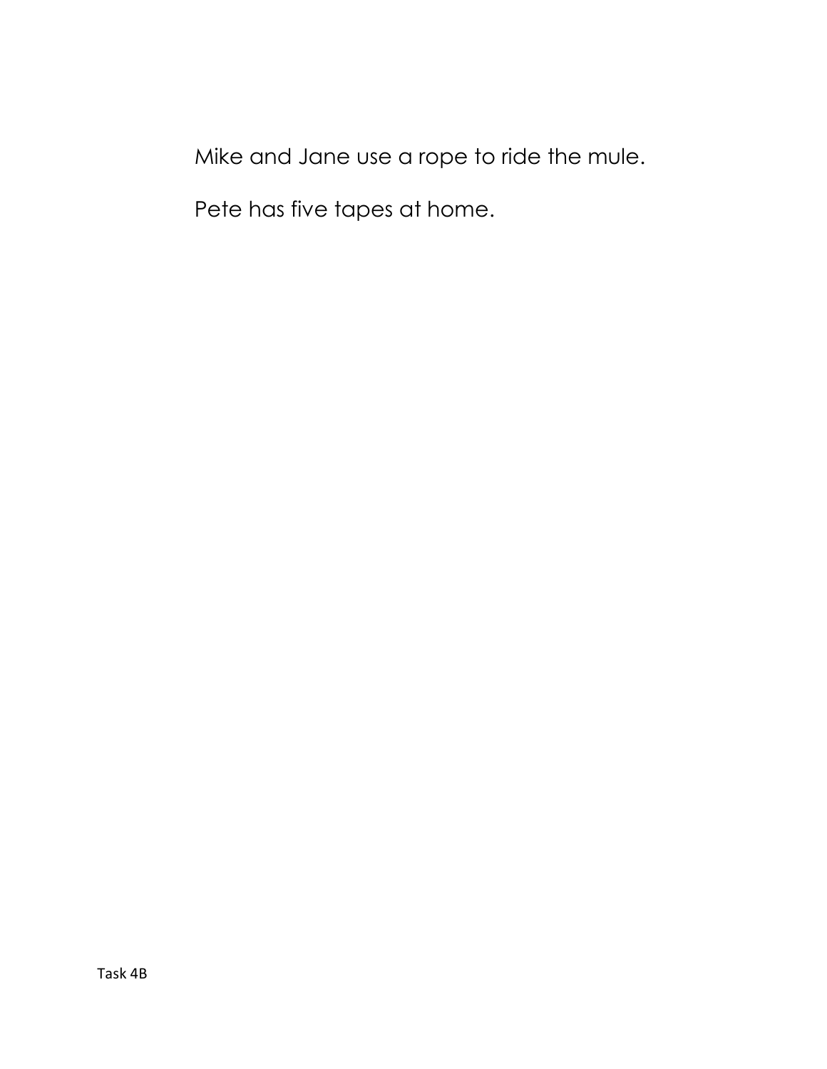Mike and Jane use a rope to ride the mule.

Pete has five tapes at home.

Task 4B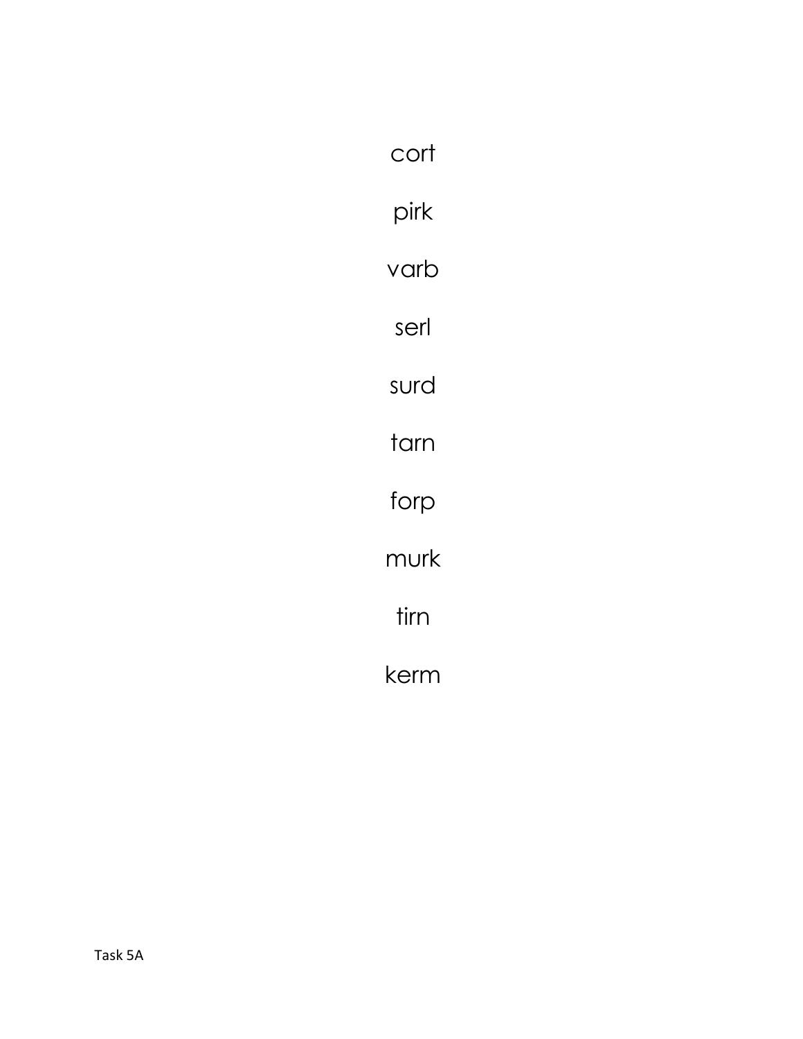cort

pirk

varb

serl

surd

tarn

forp

murk

tirn

kerm

Task 5A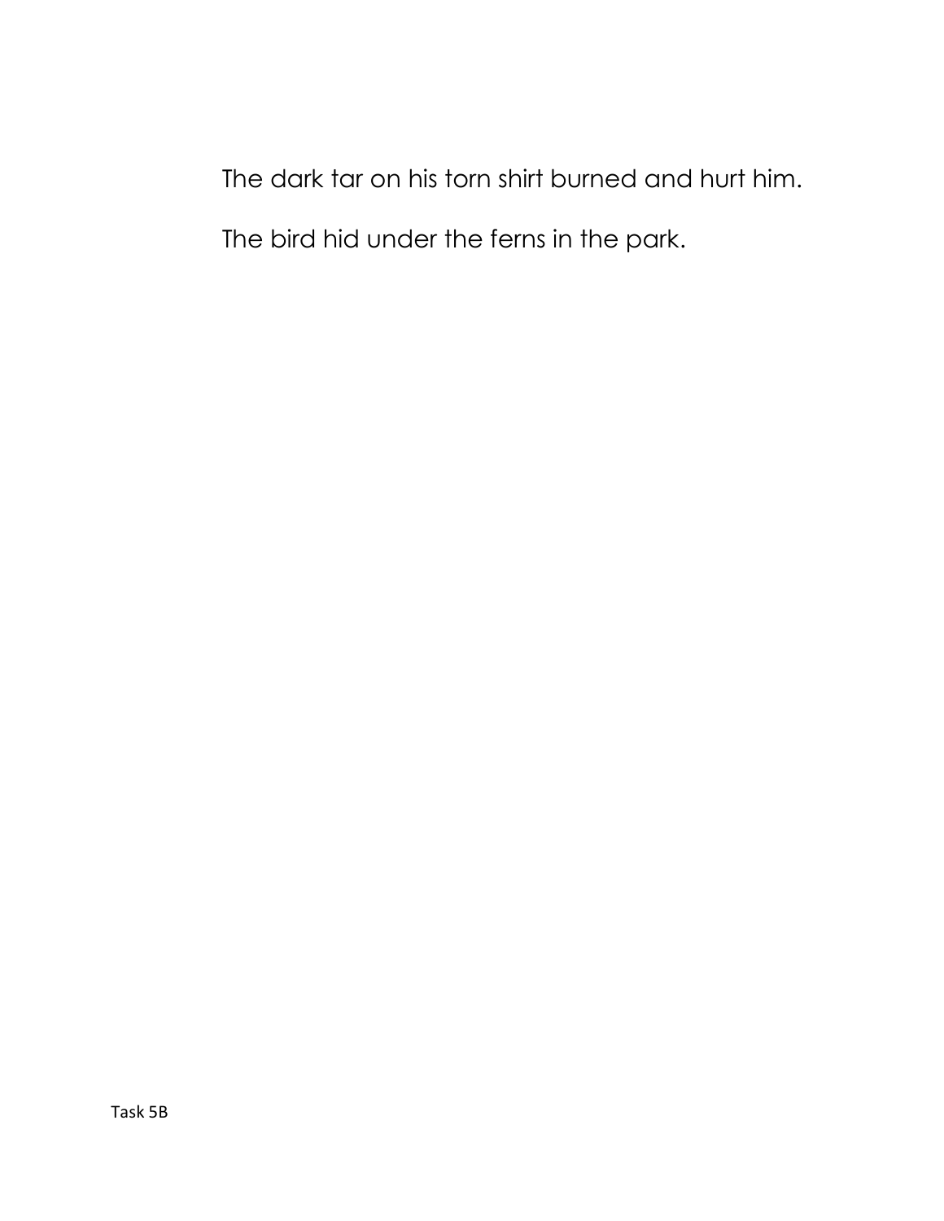The dark tar on his torn shirt burned and hurt him.

The bird hid under the ferns in the park.

Task 5B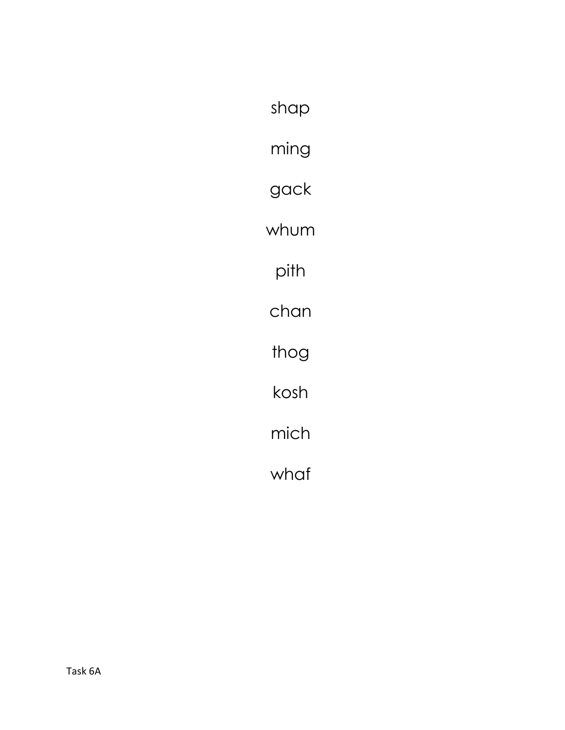shap

ming

gack

whum

pith

chan

thog

kosh

mich

whaf

Task 6A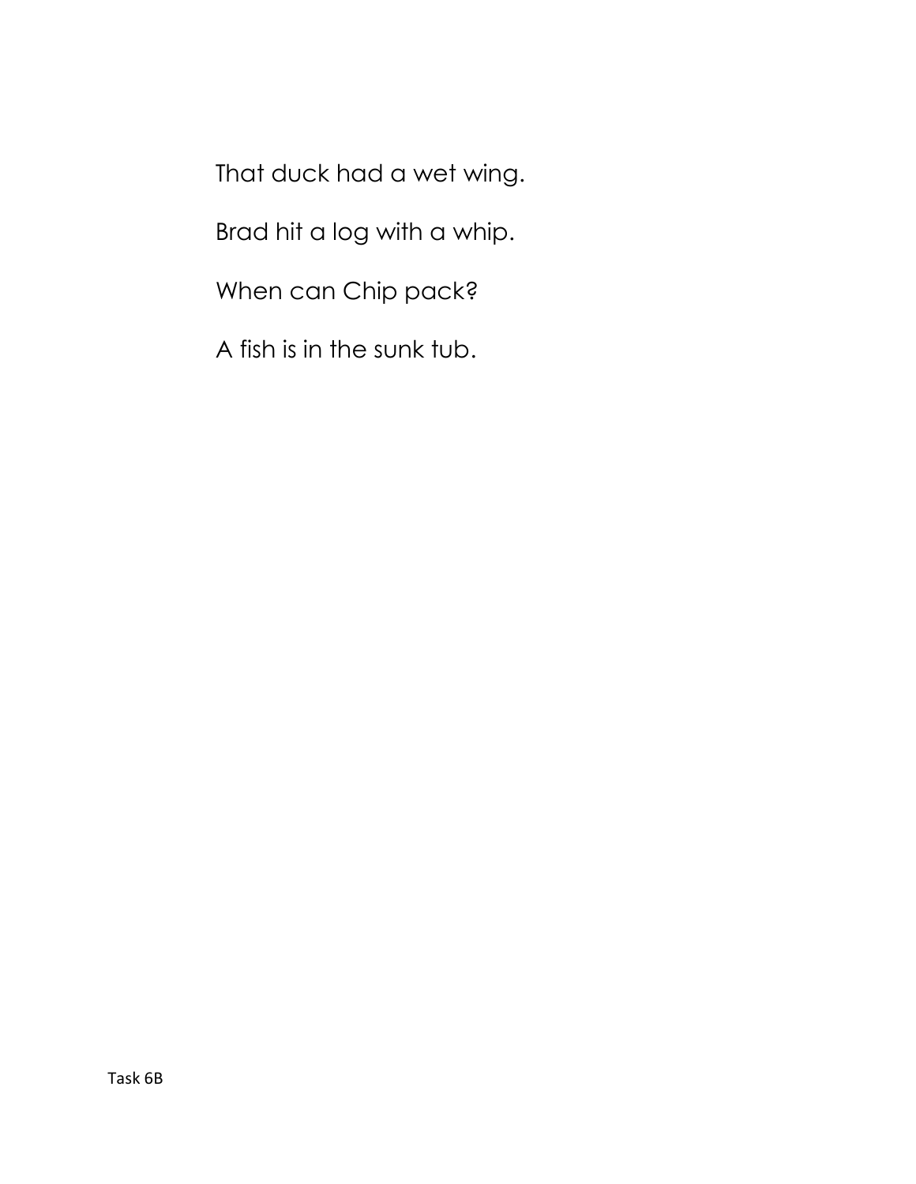That duck had a wet wing.

Brad hit a log with a whip.

When can Chip pack?

A fish is in the sunk tub.

Task 6B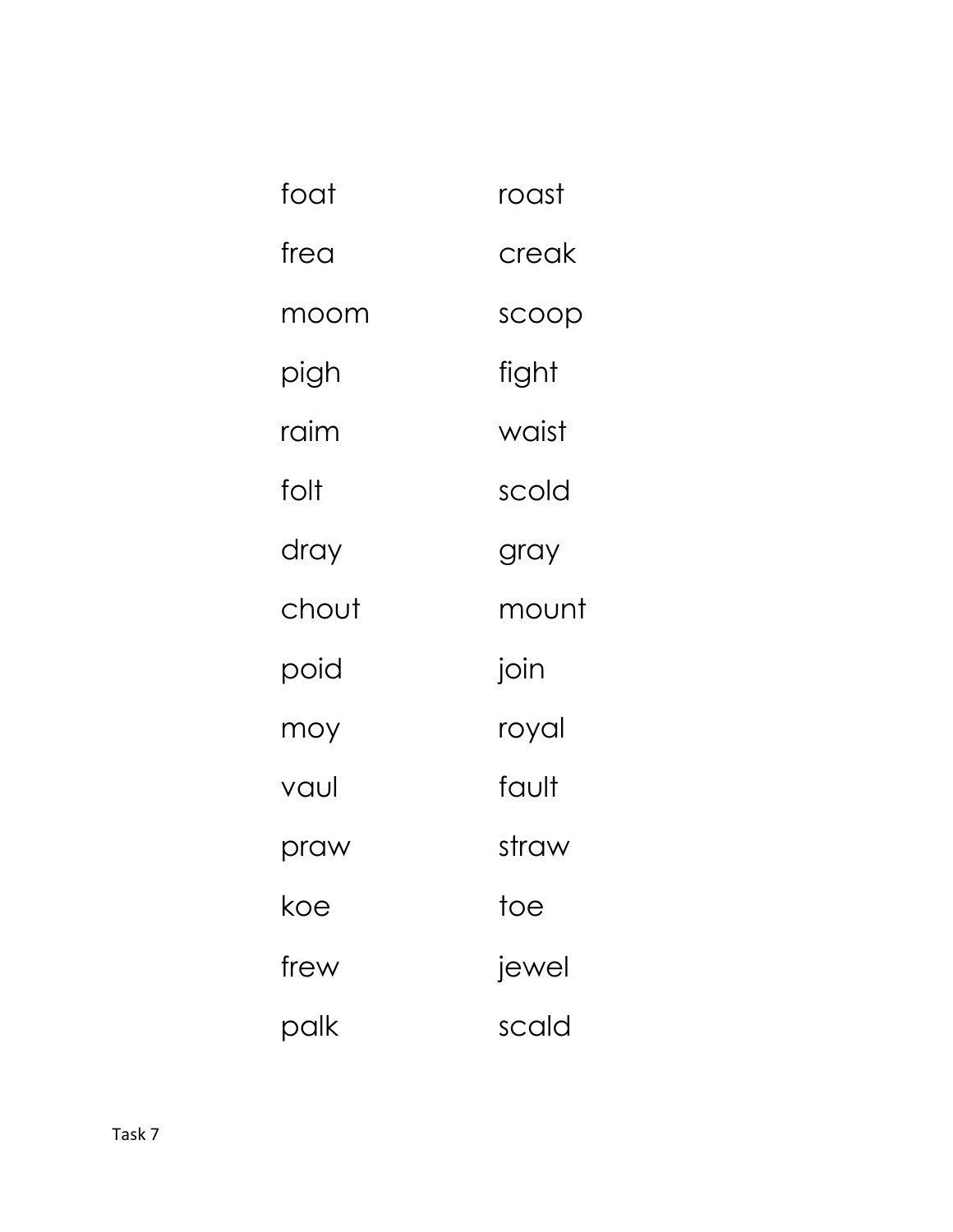| | |
|---|---|
| foat | roast |
| frea | creak |
| moom | scoop |
| pigh | fight |
| raim | waist |
| folt | scold |
| dray | gray |
| chout | mount |
| poid | join |
| moy | royal |
| vaul | fault |
| praw | straw |
| koe | toe |
| frew | jewel |
| palk | scald |

Task 7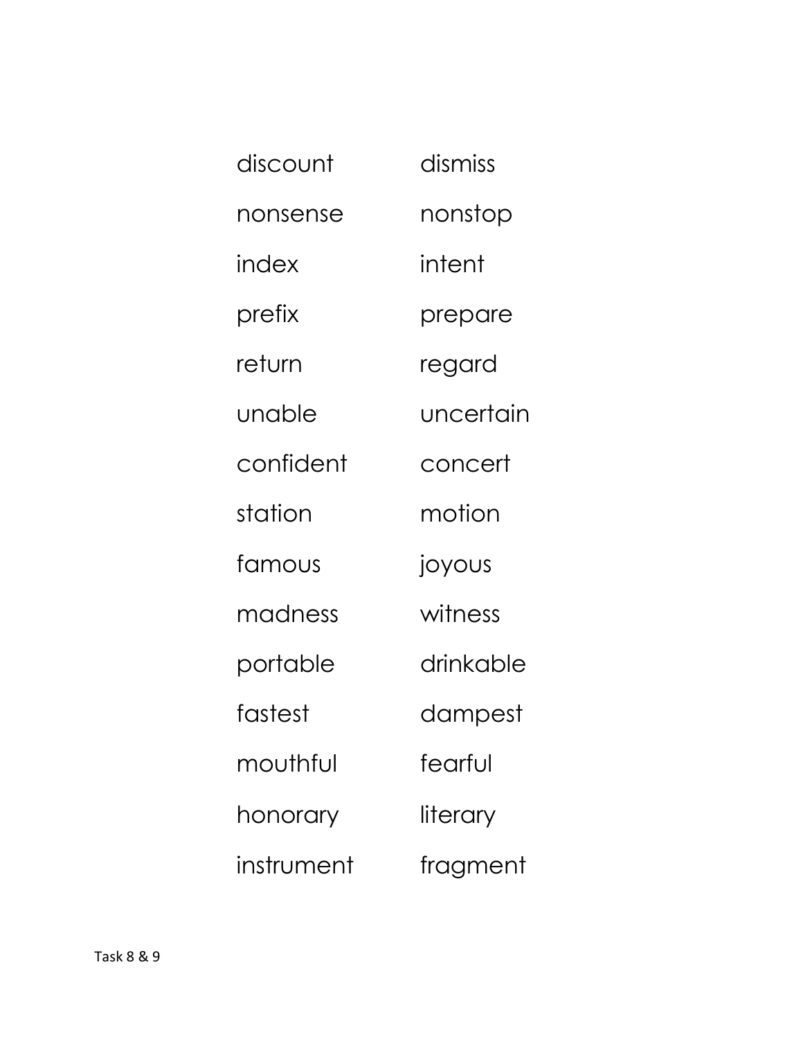discount dismiss

nonsense nonstop

index intent

prefix prepare

return regard

unable uncertain

confident concert

station motion

famous joyous

madness witness

portable drinkable

fastest dampest

mouthful fearful

honorary literary

instrument fragment

Task 8 & 9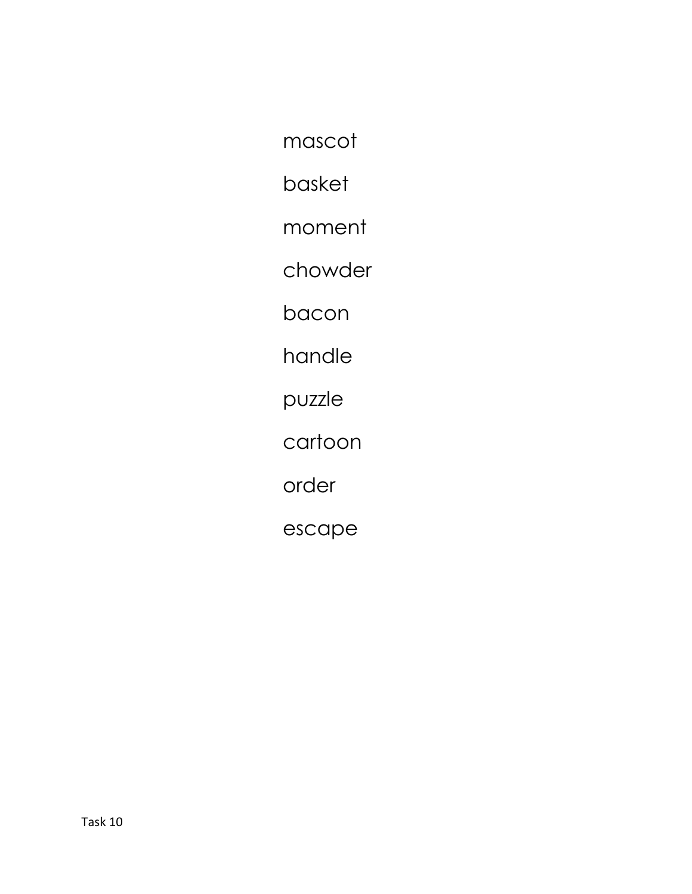mascot

basket

moment

chowder

bacon

handle

puzzle

cartoon

order

escape

Task 10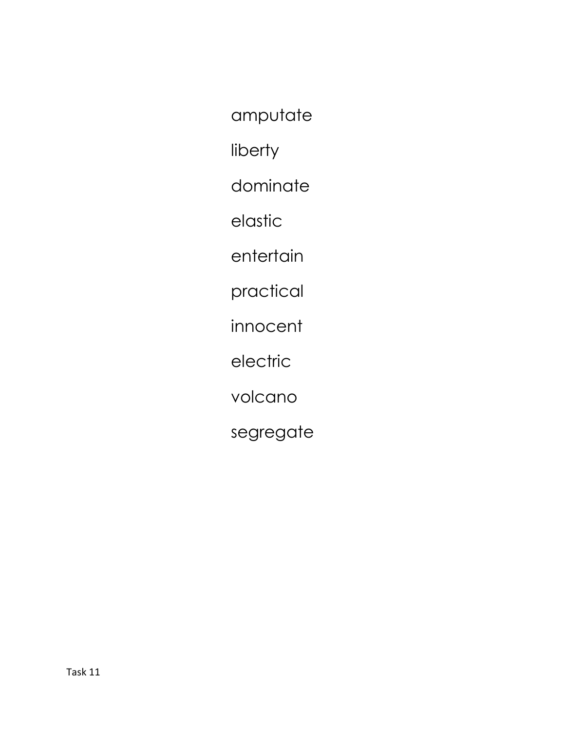amputate

liberty

dominate

elastic

entertain

practical

innocent

electric

volcano

segregate

Task 11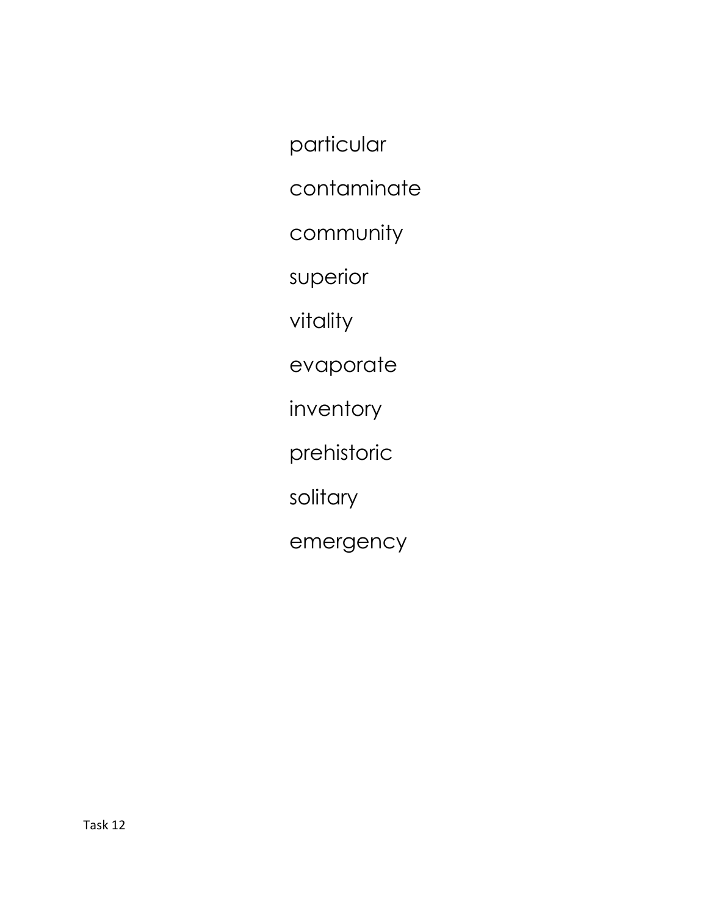particular

contaminate

community

superior

vitality

evaporate

inventory

prehistoric

solitary

emergency

Task 12